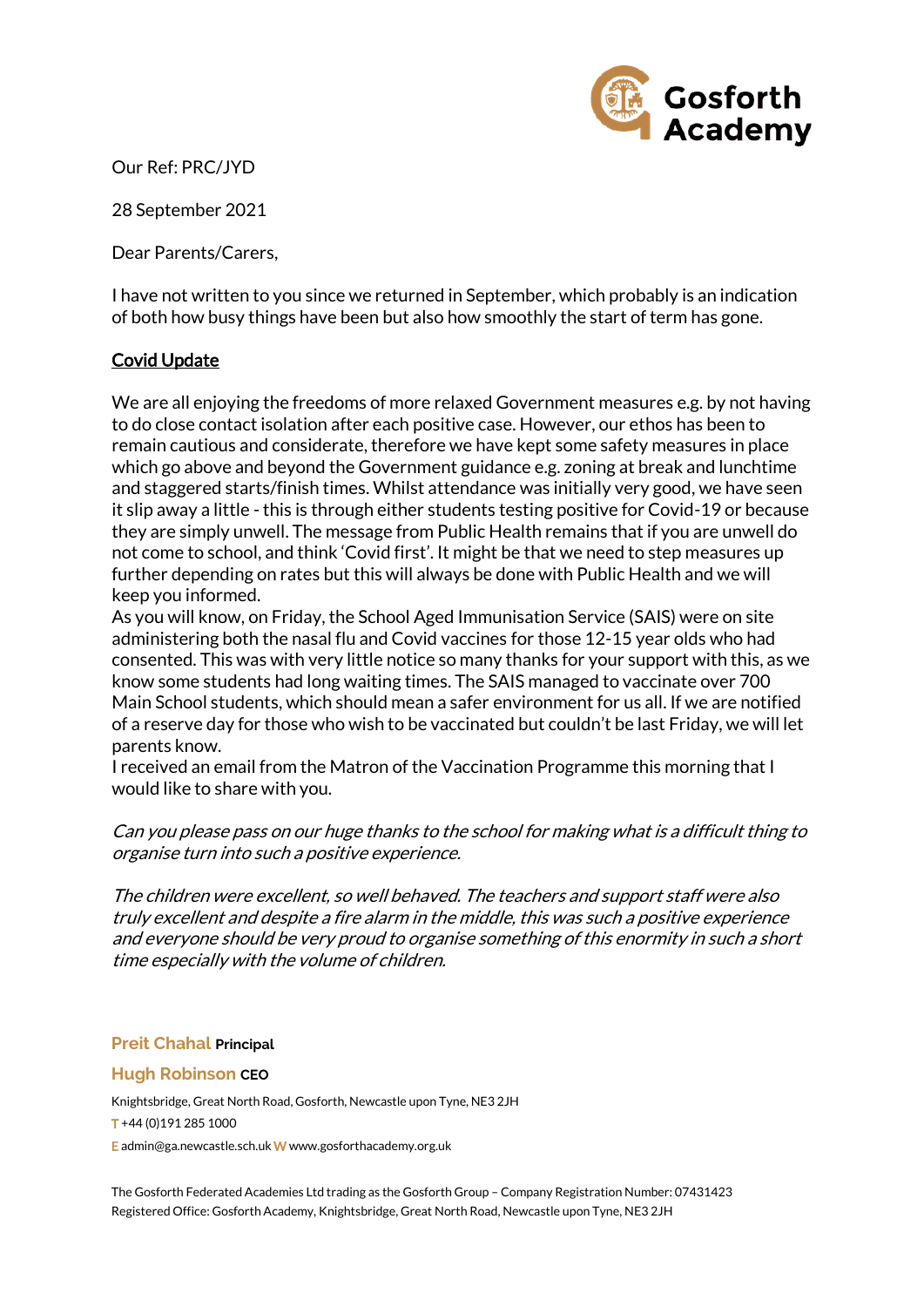Gosforth Academy

Our Ref: PRC/JYD

28 September 2021

Dear Parents/Carers,

I have not written to you since we returned in September, which probably is an indication of both how busy things have been but also how smoothly the start of term has gone.

## Covid Update

We are all enjoying the freedoms of more relaxed Government measures e.g. by not having to do close contact isolation after each positive case. However, our ethos has been to remain cautious and considerate, therefore we have kept some safety measures in place which go above and beyond the Government guidance e.g. zoning at break and lunchtime and staggered starts/finish times. Whilst attendance was initially very good, we have seen it slip away a little - this is through either students testing positive for Covid-19 or because they are simply unwell. The message from Public Health remains that if you are unwell do not come to school, and think 'Covid first'. It might be that we need to step measures up further depending on rates but this will always be done with Public Health and we will keep you informed.

As you will know, on Friday, the School Aged Immunisation Service (SAIS) were on site administering both the nasal flu and Covid vaccines for those 12-15 year olds who had consented. This was with very little notice so many thanks for your support with this, as we know some students had long waiting times. The SAIS managed to vaccinate over 700 Main School students, which should mean a safer environment for us all. If we are notified of a reserve day for those who wish to be vaccinated but couldn't be last Friday, we will let parents know.

I received an email from the Matron of the Vaccination Programme this morning that I would like to share with you.

*Can you please pass on our huge thanks to the school for making what is a difficult thing to organise turn into such a positive experience.*

*The children were excellent, so well behaved. The teachers and support staff were also truly excellent and despite a fire alarm in the middle, this was such a positive experience and everyone should be very proud to organise something of this enormity in such a short time especially with the volume of children.*

**Preit Chahal** Principal

**Hugh Robinson** CEO

Knightsbridge, Great North Road, Gosforth, Newcastle upon Tyne, NE3 2JH

T +44 (0)191 285 1000

E admin@ga.newcastle.sch.uk W www.gosforthacademy.org.uk

The Gosforth Federated Academies Ltd trading as the Gosforth Group – Company Registration Number: 07431423
Registered Office: Gosforth Academy, Knightsbridge, Great North Road, Newcastle upon Tyne, NE3 2JH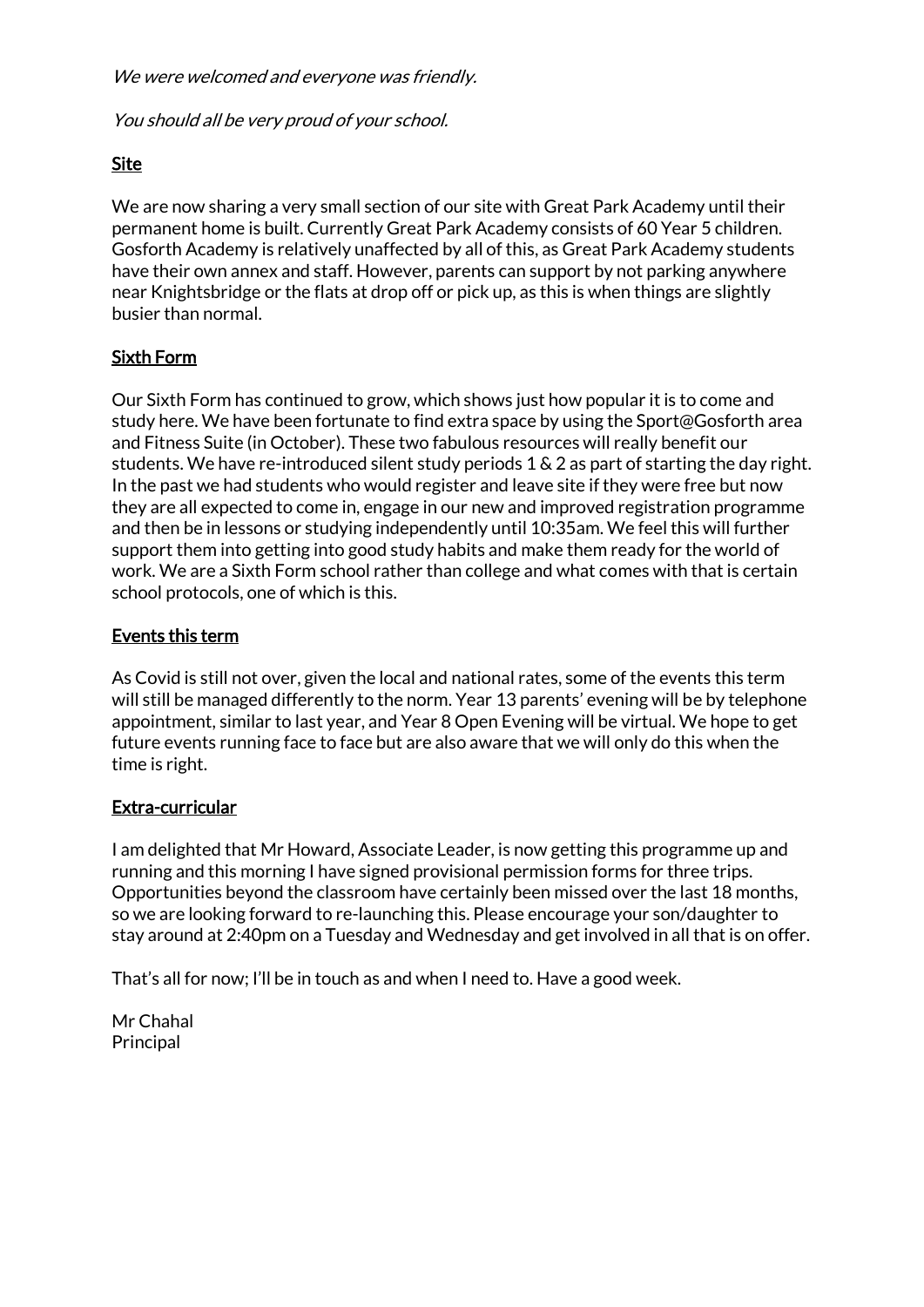*We were welcomed and everyone was friendly.*

*You should all be very proud of your school.*

**Site**

We are now sharing a very small section of our site with Great Park Academy until their permanent home is built. Currently Great Park Academy consists of 60 Year 5 children. Gosforth Academy is relatively unaffected by all of this, as Great Park Academy students have their own annex and staff. However, parents can support by not parking anywhere near Knightsbridge or the flats at drop off or pick up, as this is when things are slightly busier than normal.

**Sixth Form**

Our Sixth Form has continued to grow, which shows just how popular it is to come and study here. We have been fortunate to find extra space by using the Sport@Gosforth area and Fitness Suite (in October). These two fabulous resources will really benefit our students. We have re-introduced silent study periods 1 & 2 as part of starting the day right. In the past we had students who would register and leave site if they were free but now they are all expected to come in, engage in our new and improved registration programme and then be in lessons or studying independently until 10:35am. We feel this will further support them into getting into good study habits and make them ready for the world of work. We are a Sixth Form school rather than college and what comes with that is certain school protocols, one of which is this.

**Events this term**

As Covid is still not over, given the local and national rates, some of the events this term will still be managed differently to the norm. Year 13 parents' evening will be by telephone appointment, similar to last year, and Year 8 Open Evening will be virtual. We hope to get future events running face to face but are also aware that we will only do this when the time is right.

**Extra-curricular**

I am delighted that Mr Howard, Associate Leader, is now getting this programme up and running and this morning I have signed provisional permission forms for three trips. Opportunities beyond the classroom have certainly been missed over the last 18 months, so we are looking forward to re-launching this. Please encourage your son/daughter to stay around at 2:40pm on a Tuesday and Wednesday and get involved in all that is on offer.

That's all for now; I'll be in touch as and when I need to. Have a good week.

Mr Chahal
Principal